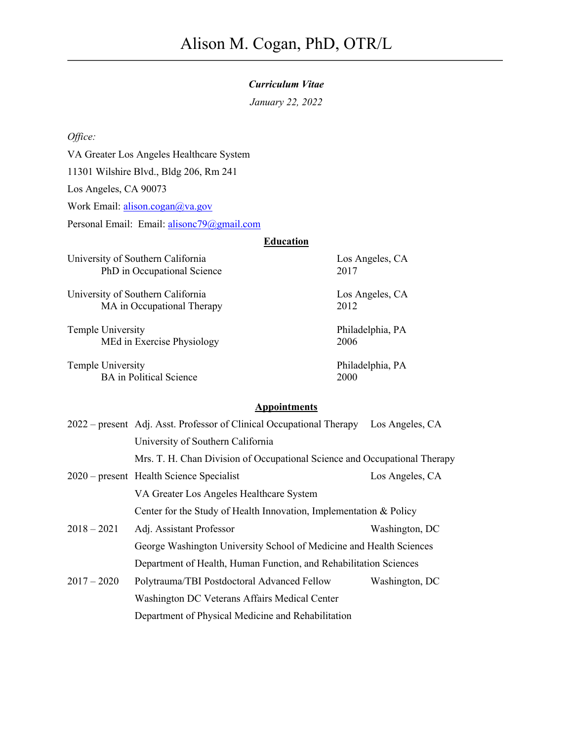# Alison M. Cogan, PhD, OTR/L

***Curriculum Vitae***

*January 22, 2022*

*Office:*

VA Greater Los Angeles Healthcare System

11301 Wilshire Blvd., Bldg 206, Rm 241

Los Angeles, CA 90073

Work Email: alison.cogan@va.gov

Personal Email:  Email: alisonc79@gmail.com

## Education

University of Southern California — Los Angeles, CA
PhD in Occupational Science — 2017

University of Southern California — Los Angeles, CA
MA in Occupational Therapy — 2012

Temple University — Philadelphia, PA
MEd in Exercise Physiology — 2006

Temple University — Philadelphia, PA
BA in Political Science — 2000

## Appointments

| | | |
|---|---|---|
| 2022 – present | Adj. Asst. Professor of Clinical Occupational Therapy<br>University of Southern California<br>Mrs. T. H. Chan Division of Occupational Science and Occupational Therapy | Los Angeles, CA |
| 2020 – present | Health Science Specialist<br>VA Greater Los Angeles Healthcare System<br>Center for the Study of Health Innovation, Implementation & Policy | Los Angeles, CA |
| 2018 – 2021 | Adj. Assistant Professor<br>George Washington University School of Medicine and Health Sciences<br>Department of Health, Human Function, and Rehabilitation Sciences | Washington, DC |
| 2017 – 2020 | Polytrauma/TBI Postdoctoral Advanced Fellow<br>Washington DC Veterans Affairs Medical Center<br>Department of Physical Medicine and Rehabilitation | Washington, DC |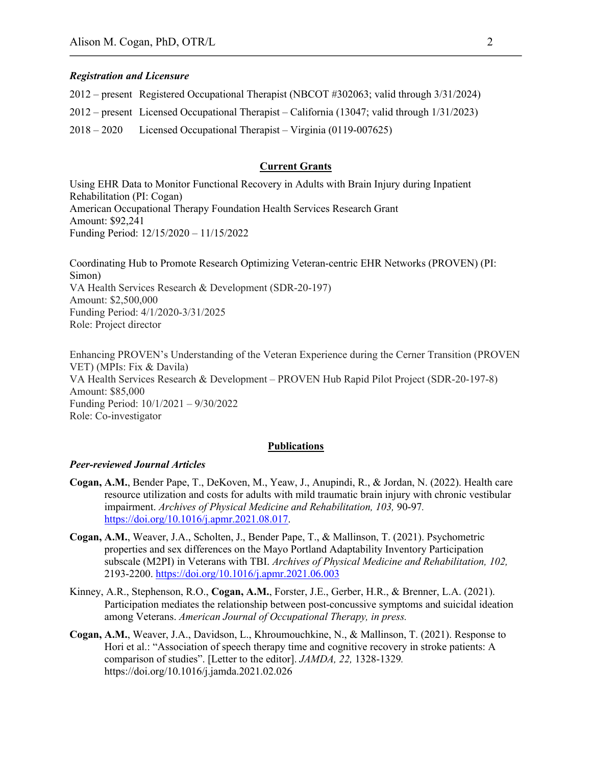### *Registration and Licensure*

2012 – present Registered Occupational Therapist (NBCOT #302063; valid through 3/31/2024)

2012 – present Licensed Occupational Therapist – California (13047; valid through 1/31/2023)

2018 – 2020 Licensed Occupational Therapist – Virginia (0119-007625)

## Current Grants

Using EHR Data to Monitor Functional Recovery in Adults with Brain Injury during Inpatient Rehabilitation (PI: Cogan)
American Occupational Therapy Foundation Health Services Research Grant
Amount: $92,241
Funding Period: 12/15/2020 – 11/15/2022

Coordinating Hub to Promote Research Optimizing Veteran-centric EHR Networks (PROVEN) (PI: Simon)
VA Health Services Research & Development (SDR-20-197)
Amount: $2,500,000
Funding Period: 4/1/2020-3/31/2025
Role: Project director

Enhancing PROVEN's Understanding of the Veteran Experience during the Cerner Transition (PROVEN VET) (MPIs: Fix & Davila)
VA Health Services Research & Development – PROVEN Hub Rapid Pilot Project (SDR-20-197-8)
Amount: $85,000
Funding Period: 10/1/2021 – 9/30/2022
Role: Co-investigator

## Publications

### *Peer-reviewed Journal Articles*

**Cogan, A.M.**, Bender Pape, T., DeKoven, M., Yeaw, J., Anupindi, R., & Jordan, N. (2022). Health care resource utilization and costs for adults with mild traumatic brain injury with chronic vestibular impairment. *Archives of Physical Medicine and Rehabilitation, 103,* 90-97. https://doi.org/10.1016/j.apmr.2021.08.017.

**Cogan, A.M.**, Weaver, J.A., Scholten, J., Bender Pape, T., & Mallinson, T. (2021). Psychometric properties and sex differences on the Mayo Portland Adaptability Inventory Participation subscale (M2PI) in Veterans with TBI. *Archives of Physical Medicine and Rehabilitation, 102,* 2193-2200. https://doi.org/10.1016/j.apmr.2021.06.003

Kinney, A.R., Stephenson, R.O., **Cogan, A.M.**, Forster, J.E., Gerber, H.R., & Brenner, L.A. (2021). Participation mediates the relationship between post-concussive symptoms and suicidal ideation among Veterans. *American Journal of Occupational Therapy, in press.*

**Cogan, A.M.**, Weaver, J.A., Davidson, L., Khroumouchkine, N., & Mallinson, T. (2021). Response to Hori et al.: "Association of speech therapy time and cognitive recovery in stroke patients: A comparison of studies". [Letter to the editor]. *JAMDA, 22,* 1328-1329. https://doi.org/10.1016/j.jamda.2021.02.026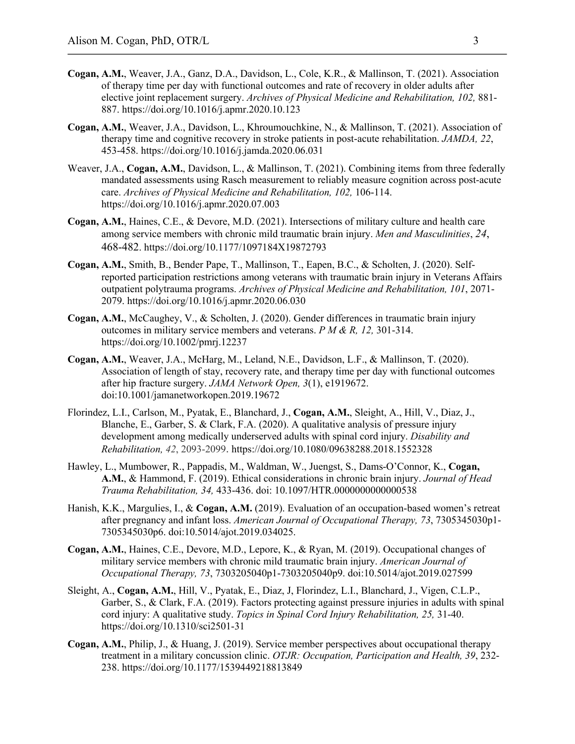**Cogan, A.M.**, Weaver, J.A., Ganz, D.A., Davidson, L., Cole, K.R., & Mallinson, T. (2021). Association of therapy time per day with functional outcomes and rate of recovery in older adults after elective joint replacement surgery. *Archives of Physical Medicine and Rehabilitation, 102,* 881-887. https://doi.org/10.1016/j.apmr.2020.10.123

**Cogan, A.M.**, Weaver, J.A., Davidson, L., Khroumouchkine, N., & Mallinson, T. (2021). Association of therapy time and cognitive recovery in stroke patients in post-acute rehabilitation. *JAMDA, 22*, 453-458. https://doi.org/10.1016/j.jamda.2020.06.031

Weaver, J.A., **Cogan, A.M.**, Davidson, L., & Mallinson, T. (2021). Combining items from three federally mandated assessments using Rasch measurement to reliably measure cognition across post-acute care. *Archives of Physical Medicine and Rehabilitation, 102,* 106-114. https://doi.org/10.1016/j.apmr.2020.07.003

**Cogan, A.M.**, Haines, C.E., & Devore, M.D. (2021). Intersections of military culture and health care among service members with chronic mild traumatic brain injury. *Men and Masculinities*, *24*, 468-482. https://doi.org/10.1177/1097184X19872793

**Cogan, A.M.**, Smith, B., Bender Pape, T., Mallinson, T., Eapen, B.C., & Scholten, J. (2020). Self-reported participation restrictions among veterans with traumatic brain injury in Veterans Affairs outpatient polytrauma programs. *Archives of Physical Medicine and Rehabilitation, 101*, 2071-2079. https://doi.org/10.1016/j.apmr.2020.06.030

**Cogan, A.M.**, McCaughey, V., & Scholten, J. (2020). Gender differences in traumatic brain injury outcomes in military service members and veterans. *P M & R, 12,* 301-314. https://doi.org/10.1002/pmrj.12237

**Cogan, A.M.**, Weaver, J.A., McHarg, M., Leland, N.E., Davidson, L.F., & Mallinson, T. (2020). Association of length of stay, recovery rate, and therapy time per day with functional outcomes after hip fracture surgery. *JAMA Network Open, 3*(1), e1919672. doi:10.1001/jamanetworkopen.2019.19672

Florindez, L.I., Carlson, M., Pyatak, E., Blanchard, J., **Cogan, A.M.**, Sleight, A., Hill, V., Diaz, J., Blanche, E., Garber, S. & Clark, F.A. (2020). A qualitative analysis of pressure injury development among medically underserved adults with spinal cord injury. *Disability and Rehabilitation, 42*, 2093-2099. https://doi.org/10.1080/09638288.2018.1552328

Hawley, L., Mumbower, R., Pappadis, M., Waldman, W., Juengst, S., Dams-O'Connor, K., **Cogan, A.M.**, & Hammond, F. (2019). Ethical considerations in chronic brain injury. *Journal of Head Trauma Rehabilitation, 34,* 433-436. doi: 10.1097/HTR.0000000000000538

Hanish, K.K., Margulies, I., & **Cogan, A.M.** (2019). Evaluation of an occupation-based women's retreat after pregnancy and infant loss. *American Journal of Occupational Therapy, 73*, 7305345030p1-7305345030p6. doi:10.5014/ajot.2019.034025.

**Cogan, A.M.**, Haines, C.E., Devore, M.D., Lepore, K., & Ryan, M. (2019). Occupational changes of military service members with chronic mild traumatic brain injury. *American Journal of Occupational Therapy, 73*, 7303205040p1-7303205040p9. doi:10.5014/ajot.2019.027599

Sleight, A., **Cogan, A.M.**, Hill, V., Pyatak, E., Diaz, J, Florindez, L.I., Blanchard, J., Vigen, C.L.P., Garber, S., & Clark, F.A. (2019). Factors protecting against pressure injuries in adults with spinal cord injury: A qualitative study. *Topics in Spinal Cord Injury Rehabilitation, 25,* 31-40. https://doi.org/10.1310/sci2501-31

**Cogan, A.M.**, Philip, J., & Huang, J. (2019). Service member perspectives about occupational therapy treatment in a military concussion clinic. *OTJR: Occupation, Participation and Health, 39*, 232-238. https://doi.org/10.1177/1539449218813849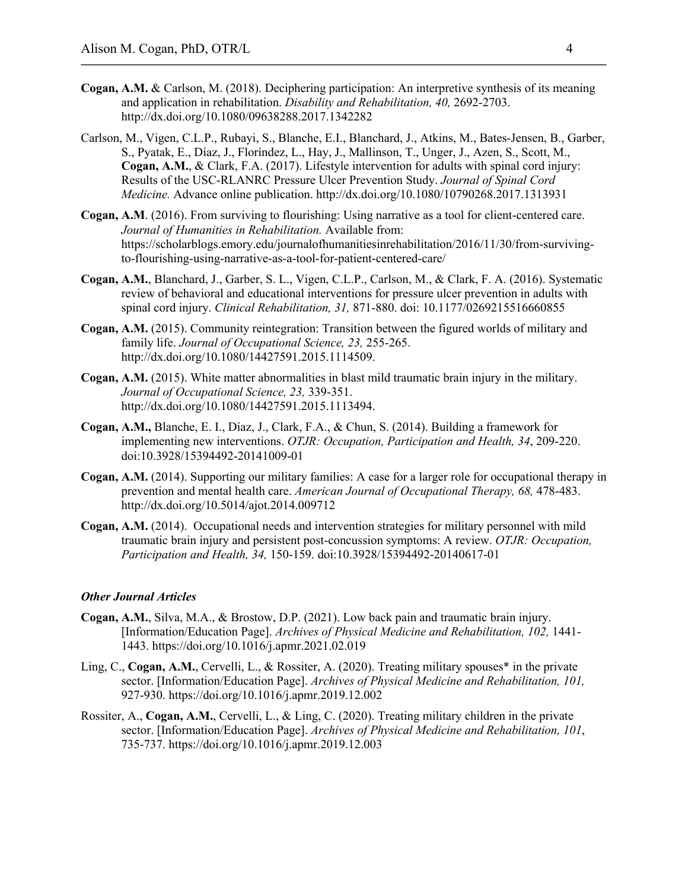**Cogan, A.M.** & Carlson, M. (2018). Deciphering participation: An interpretive synthesis of its meaning and application in rehabilitation. *Disability and Rehabilitation, 40,* 2692-2703. http://dx.doi.org/10.1080/09638288.2017.1342282

Carlson, M., Vigen, C.L.P., Rubayi, S., Blanche, E.I., Blanchard, J., Atkins, M., Bates-Jensen, B., Garber, S., Pyatak, E., Díaz, J., Floríndez, L., Hay, J., Mallinson, T., Unger, J., Azen, S., Scott, M., **Cogan, A.M.**, & Clark, F.A. (2017). Lifestyle intervention for adults with spinal cord injury: Results of the USC-RLANRC Pressure Ulcer Prevention Study. *Journal of Spinal Cord Medicine.* Advance online publication. http://dx.doi.org/10.1080/10790268.2017.1313931

**Cogan, A.M**. (2016). From surviving to flourishing: Using narrative as a tool for client-centered care. *Journal of Humanities in Rehabilitation.* Available from: https://scholarblogs.emory.edu/journalofhumanitiesinrehabilitation/2016/11/30/from-surviving-to-flourishing-using-narrative-as-a-tool-for-patient-centered-care/

**Cogan, A.M.**, Blanchard, J., Garber, S. L., Vigen, C.L.P., Carlson, M., & Clark, F. A. (2016). Systematic review of behavioral and educational interventions for pressure ulcer prevention in adults with spinal cord injury. *Clinical Rehabilitation, 31,* 871-880. doi: 10.1177/0269215516660855

**Cogan, A.M.** (2015). Community reintegration: Transition between the figured worlds of military and family life. *Journal of Occupational Science, 23,* 255-265. http://dx.doi.org/10.1080/14427591.2015.1114509.

**Cogan, A.M.** (2015). White matter abnormalities in blast mild traumatic brain injury in the military. *Journal of Occupational Science, 23,* 339-351. http://dx.doi.org/10.1080/14427591.2015.1113494.

**Cogan, A.M.,** Blanche, E. I., Díaz, J., Clark, F.A., & Chun, S. (2014). Building a framework for implementing new interventions. *OTJR: Occupation, Participation and Health, 34*, 209-220. doi:10.3928/15394492-20141009-01

**Cogan, A.M.** (2014). Supporting our military families: A case for a larger role for occupational therapy in prevention and mental health care. *American Journal of Occupational Therapy, 68,* 478-483. http://dx.doi.org/10.5014/ajot.2014.009712

**Cogan, A.M.** (2014). Occupational needs and intervention strategies for military personnel with mild traumatic brain injury and persistent post-concussion symptoms: A review. *OTJR: Occupation, Participation and Health, 34,* 150-159. doi:10.3928/15394492-20140617-01

***Other Journal Articles***

**Cogan, A.M.**, Silva, M.A., & Brostow, D.P. (2021). Low back pain and traumatic brain injury. [Information/Education Page]. *Archives of Physical Medicine and Rehabilitation, 102,* 1441-1443. https://doi.org/10.1016/j.apmr.2021.02.019

Ling, C., **Cogan, A.M.**, Cervelli, L., & Rossiter, A. (2020). Treating military spouses* in the private sector. [Information/Education Page]. *Archives of Physical Medicine and Rehabilitation, 101,* 927-930. https://doi.org/10.1016/j.apmr.2019.12.002

Rossiter, A., **Cogan, A.M.**, Cervelli, L., & Ling, C. (2020). Treating military children in the private sector. [Information/Education Page]. *Archives of Physical Medicine and Rehabilitation, 101*, 735-737. https://doi.org/10.1016/j.apmr.2019.12.003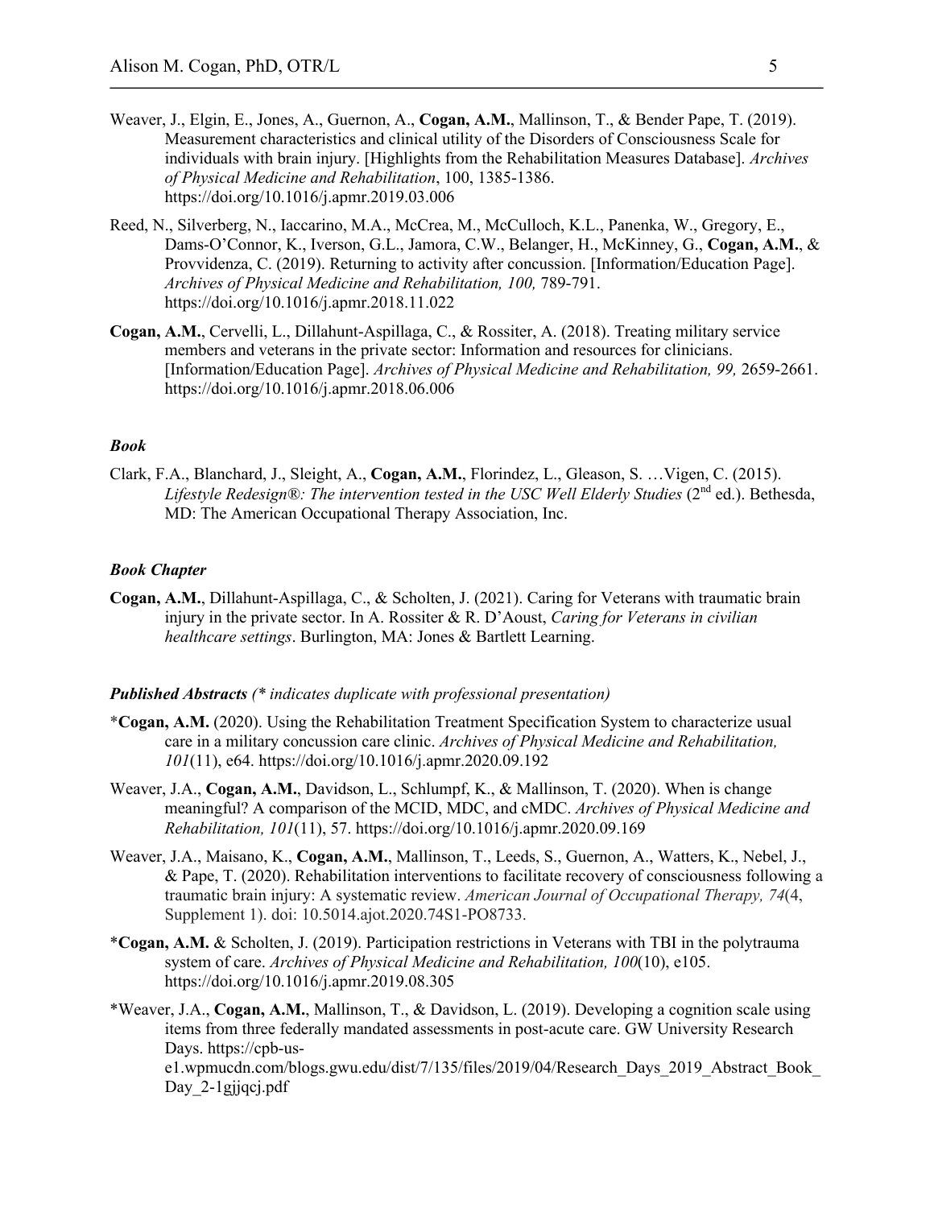Weaver, J., Elgin, E., Jones, A., Guernon, A., **Cogan, A.M.**, Mallinson, T., & Bender Pape, T. (2019). Measurement characteristics and clinical utility of the Disorders of Consciousness Scale for individuals with brain injury. [Highlights from the Rehabilitation Measures Database]. *Archives of Physical Medicine and Rehabilitation*, 100, 1385-1386. https://doi.org/10.1016/j.apmr.2019.03.006

Reed, N., Silverberg, N., Iaccarino, M.A., McCrea, M., McCulloch, K.L., Panenka, W., Gregory, E., Dams-O'Connor, K., Iverson, G.L., Jamora, C.W., Belanger, H., McKinney, G., **Cogan, A.M.**, & Provvidenza, C. (2019). Returning to activity after concussion. [Information/Education Page]. *Archives of Physical Medicine and Rehabilitation, 100,* 789-791. https://doi.org/10.1016/j.apmr.2018.11.022

**Cogan, A.M.**, Cervelli, L., Dillahunt-Aspillaga, C., & Rossiter, A. (2018). Treating military service members and veterans in the private sector: Information and resources for clinicians. [Information/Education Page]. *Archives of Physical Medicine and Rehabilitation, 99,* 2659-2661. https://doi.org/10.1016/j.apmr.2018.06.006

### *Book*

Clark, F.A., Blanchard, J., Sleight, A., **Cogan, A.M.**, Florindez, L., Gleason, S. …Vigen, C. (2015). *Lifestyle Redesign®: The intervention tested in the USC Well Elderly Studies* (2nd ed.). Bethesda, MD: The American Occupational Therapy Association, Inc.

### *Book Chapter*

**Cogan, A.M.**, Dillahunt-Aspillaga, C., & Scholten, J. (2021). Caring for Veterans with traumatic brain injury in the private sector. In A. Rossiter & R. D'Aoust, *Caring for Veterans in civilian healthcare settings*. Burlington, MA: Jones & Bartlett Learning.

### *Published Abstracts (* indicates duplicate with professional presentation)*

*__Cogan, A.M.__ (2020). Using the Rehabilitation Treatment Specification System to characterize usual care in a military concussion care clinic. *Archives of Physical Medicine and Rehabilitation, 101*(11), e64. https://doi.org/10.1016/j.apmr.2020.09.192

Weaver, J.A., **Cogan, A.M.**, Davidson, L., Schlumpf, K., & Mallinson, T. (2020). When is change meaningful? A comparison of the MCID, MDC, and cMDC. *Archives of Physical Medicine and Rehabilitation, 101*(11), 57. https://doi.org/10.1016/j.apmr.2020.09.169

Weaver, J.A., Maisano, K., **Cogan, A.M.**, Mallinson, T., Leeds, S., Guernon, A., Watters, K., Nebel, J., & Pape, T. (2020). Rehabilitation interventions to facilitate recovery of consciousness following a traumatic brain injury: A systematic review. *American Journal of Occupational Therapy, 74*(4, Supplement 1). doi: 10.5014.ajot.2020.74S1-PO8733.

*__Cogan, A.M.__ & Scholten, J. (2019). Participation restrictions in Veterans with TBI in the polytrauma system of care. *Archives of Physical Medicine and Rehabilitation, 100*(10), e105. https://doi.org/10.1016/j.apmr.2019.08.305

*Weaver, J.A., **Cogan, A.M.**, Mallinson, T., & Davidson, L. (2019). Developing a cognition scale using items from three federally mandated assessments in post-acute care. GW University Research Days. https://cpb-us-e1.wpmucdn.com/blogs.gwu.edu/dist/7/135/files/2019/04/Research_Days_2019_Abstract_Book_Day_2-1gjjqcj.pdf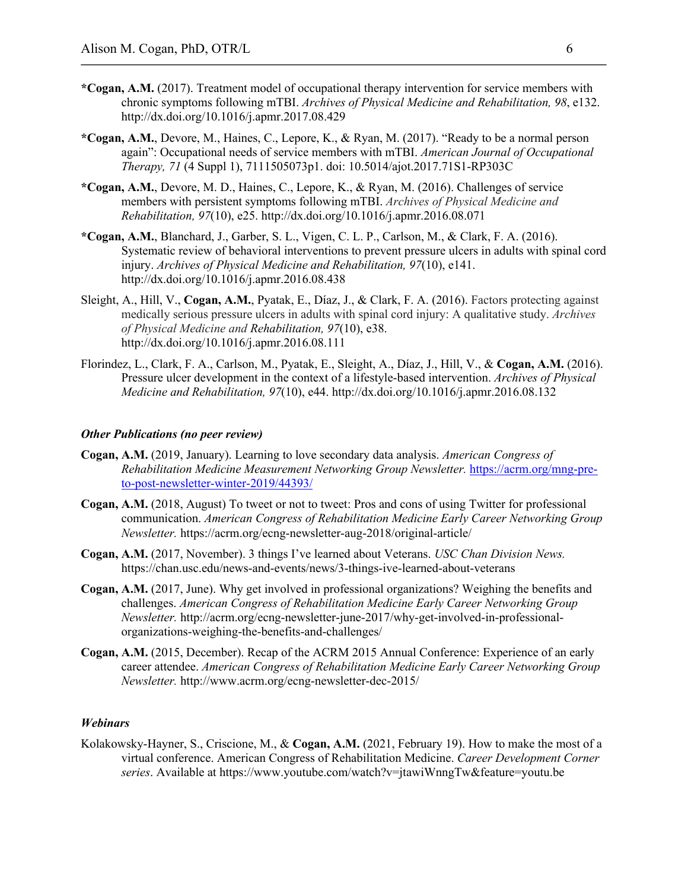**\*Cogan, A.M.** (2017). Treatment model of occupational therapy intervention for service members with chronic symptoms following mTBI. *Archives of Physical Medicine and Rehabilitation, 98*, e132. http://dx.doi.org/10.1016/j.apmr.2017.08.429

**\*Cogan, A.M.**, Devore, M., Haines, C., Lepore, K., & Ryan, M. (2017). "Ready to be a normal person again": Occupational needs of service members with mTBI. *American Journal of Occupational Therapy, 71* (4 Suppl 1), 7111505073p1. doi: 10.5014/ajot.2017.71S1-RP303C

**\*Cogan, A.M.**, Devore, M. D., Haines, C., Lepore, K., & Ryan, M. (2016). Challenges of service members with persistent symptoms following mTBI. *Archives of Physical Medicine and Rehabilitation, 97*(10), e25. http://dx.doi.org/10.1016/j.apmr.2016.08.071

**\*Cogan, A.M.**, Blanchard, J., Garber, S. L., Vigen, C. L. P., Carlson, M., & Clark, F. A. (2016). Systematic review of behavioral interventions to prevent pressure ulcers in adults with spinal cord injury. *Archives of Physical Medicine and Rehabilitation, 97*(10), e141. http://dx.doi.org/10.1016/j.apmr.2016.08.438

Sleight, A., Hill, V., **Cogan, A.M.**, Pyatak, E., Díaz, J., & Clark, F. A. (2016). Factors protecting against medically serious pressure ulcers in adults with spinal cord injury: A qualitative study. *Archives of Physical Medicine and Rehabilitation, 97*(10), e38. http://dx.doi.org/10.1016/j.apmr.2016.08.111

Florindez, L., Clark, F. A., Carlson, M., Pyatak, E., Sleight, A., Díaz, J., Hill, V., & **Cogan, A.M.** (2016). Pressure ulcer development in the context of a lifestyle-based intervention. *Archives of Physical Medicine and Rehabilitation, 97*(10), e44. http://dx.doi.org/10.1016/j.apmr.2016.08.132

### *Other Publications (no peer review)*

**Cogan, A.M.** (2019, January). Learning to love secondary data analysis. *American Congress of Rehabilitation Medicine Measurement Networking Group Newsletter.* https://acrm.org/mng-pre-to-post-newsletter-winter-2019/44393/

**Cogan, A.M.** (2018, August) To tweet or not to tweet: Pros and cons of using Twitter for professional communication. *American Congress of Rehabilitation Medicine Early Career Networking Group Newsletter.* https://acrm.org/ecng-newsletter-aug-2018/original-article/

**Cogan, A.M.** (2017, November). 3 things I've learned about Veterans. *USC Chan Division News.* https://chan.usc.edu/news-and-events/news/3-things-ive-learned-about-veterans

**Cogan, A.M.** (2017, June). Why get involved in professional organizations? Weighing the benefits and challenges. *American Congress of Rehabilitation Medicine Early Career Networking Group Newsletter.* http://acrm.org/ecng-newsletter-june-2017/why-get-involved-in-professional-organizations-weighing-the-benefits-and-challenges/

**Cogan, A.M.** (2015, December). Recap of the ACRM 2015 Annual Conference: Experience of an early career attendee. *American Congress of Rehabilitation Medicine Early Career Networking Group Newsletter.* http://www.acrm.org/ecng-newsletter-dec-2015/

### *Webinars*

Kolakowsky-Hayner, S., Criscione, M., & **Cogan, A.M.** (2021, February 19). How to make the most of a virtual conference. American Congress of Rehabilitation Medicine. *Career Development Corner series*. Available at https://www.youtube.com/watch?v=jtawiWnngTw&feature=youtu.be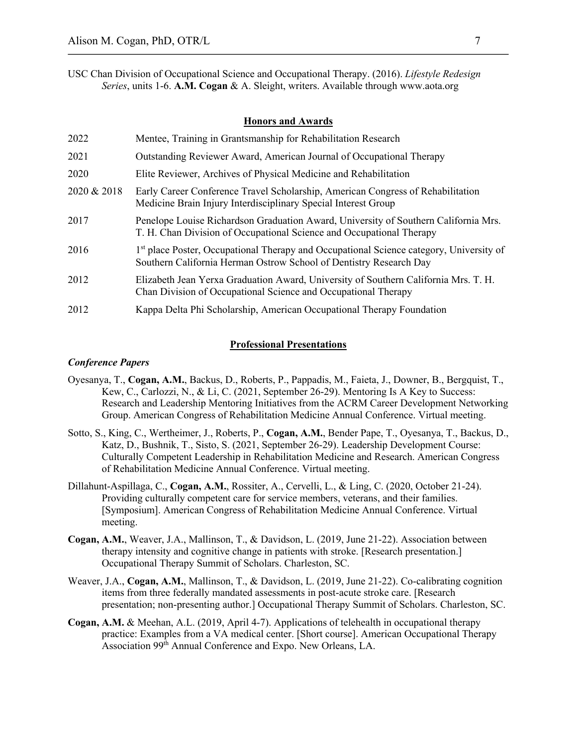USC Chan Division of Occupational Science and Occupational Therapy. (2016). *Lifestyle Redesign Series*, units 1-6. **A.M. Cogan** & A. Sleight, writers. Available through www.aota.org

## Honors and Awards

| | |
|---|---|
| 2022 | Mentee, Training in Grantsmanship for Rehabilitation Research |
| 2021 | Outstanding Reviewer Award, American Journal of Occupational Therapy |
| 2020 | Elite Reviewer, Archives of Physical Medicine and Rehabilitation |
| 2020 & 2018 | Early Career Conference Travel Scholarship, American Congress of Rehabilitation Medicine Brain Injury Interdisciplinary Special Interest Group |
| 2017 | Penelope Louise Richardson Graduation Award, University of Southern California Mrs. T. H. Chan Division of Occupational Science and Occupational Therapy |
| 2016 | 1st place Poster, Occupational Therapy and Occupational Science category, University of Southern California Herman Ostrow School of Dentistry Research Day |
| 2012 | Elizabeth Jean Yerxa Graduation Award, University of Southern California Mrs. T. H. Chan Division of Occupational Science and Occupational Therapy |
| 2012 | Kappa Delta Phi Scholarship, American Occupational Therapy Foundation |

## Professional Presentations

### *Conference Papers*

Oyesanya, T., **Cogan, A.M.**, Backus, D., Roberts, P., Pappadis, M., Faieta, J., Downer, B., Bergquist, T., Kew, C., Carlozzi, N., & Li, C. (2021, September 26-29). Mentoring Is A Key to Success: Research and Leadership Mentoring Initiatives from the ACRM Career Development Networking Group. American Congress of Rehabilitation Medicine Annual Conference. Virtual meeting.

Sotto, S., King, C., Wertheimer, J., Roberts, P., **Cogan, A.M.**, Bender Pape, T., Oyesanya, T., Backus, D., Katz, D., Bushnik, T., Sisto, S. (2021, September 26-29). Leadership Development Course: Culturally Competent Leadership in Rehabilitation Medicine and Research. American Congress of Rehabilitation Medicine Annual Conference. Virtual meeting.

Dillahunt-Aspillaga, C., **Cogan, A.M.**, Rossiter, A., Cervelli, L., & Ling, C. (2020, October 21-24). Providing culturally competent care for service members, veterans, and their families. [Symposium]. American Congress of Rehabilitation Medicine Annual Conference. Virtual meeting.

**Cogan, A.M.**, Weaver, J.A., Mallinson, T., & Davidson, L. (2019, June 21-22). Association between therapy intensity and cognitive change in patients with stroke. [Research presentation.] Occupational Therapy Summit of Scholars. Charleston, SC.

Weaver, J.A., **Cogan, A.M.**, Mallinson, T., & Davidson, L. (2019, June 21-22). Co-calibrating cognition items from three federally mandated assessments in post-acute stroke care. [Research presentation; non-presenting author.] Occupational Therapy Summit of Scholars. Charleston, SC.

**Cogan, A.M.** & Meehan, A.L. (2019, April 4-7). Applications of telehealth in occupational therapy practice: Examples from a VA medical center. [Short course]. American Occupational Therapy Association 99th Annual Conference and Expo. New Orleans, LA.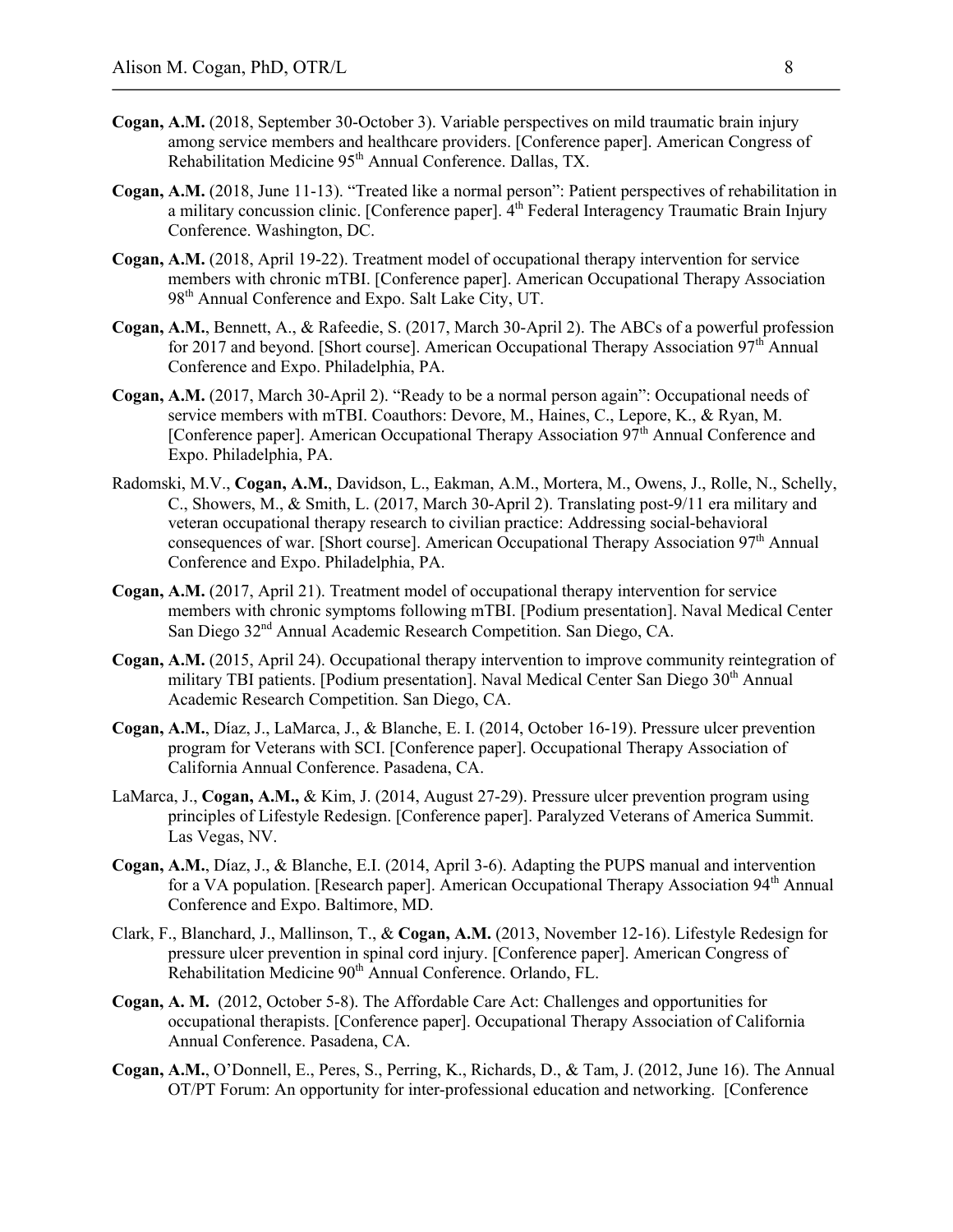**Cogan, A.M.** (2018, September 30-October 3). Variable perspectives on mild traumatic brain injury among service members and healthcare providers. [Conference paper]. American Congress of Rehabilitation Medicine 95th Annual Conference. Dallas, TX.

**Cogan, A.M.** (2018, June 11-13). "Treated like a normal person": Patient perspectives of rehabilitation in a military concussion clinic. [Conference paper]. 4th Federal Interagency Traumatic Brain Injury Conference. Washington, DC.

**Cogan, A.M.** (2018, April 19-22). Treatment model of occupational therapy intervention for service members with chronic mTBI. [Conference paper]. American Occupational Therapy Association 98th Annual Conference and Expo. Salt Lake City, UT.

**Cogan, A.M.**, Bennett, A., & Rafeedie, S. (2017, March 30-April 2). The ABCs of a powerful profession for 2017 and beyond. [Short course]. American Occupational Therapy Association 97th Annual Conference and Expo. Philadelphia, PA.

**Cogan, A.M.** (2017, March 30-April 2). "Ready to be a normal person again": Occupational needs of service members with mTBI. Coauthors: Devore, M., Haines, C., Lepore, K., & Ryan, M. [Conference paper]. American Occupational Therapy Association 97th Annual Conference and Expo. Philadelphia, PA.

Radomski, M.V., **Cogan, A.M.**, Davidson, L., Eakman, A.M., Mortera, M., Owens, J., Rolle, N., Schelly, C., Showers, M., & Smith, L. (2017, March 30-April 2). Translating post-9/11 era military and veteran occupational therapy research to civilian practice: Addressing social-behavioral consequences of war. [Short course]. American Occupational Therapy Association 97th Annual Conference and Expo. Philadelphia, PA.

**Cogan, A.M.** (2017, April 21). Treatment model of occupational therapy intervention for service members with chronic symptoms following mTBI. [Podium presentation]. Naval Medical Center San Diego 32nd Annual Academic Research Competition. San Diego, CA.

**Cogan, A.M.** (2015, April 24). Occupational therapy intervention to improve community reintegration of military TBI patients. [Podium presentation]. Naval Medical Center San Diego 30th Annual Academic Research Competition. San Diego, CA.

**Cogan, A.M.**, Díaz, J., LaMarca, J., & Blanche, E. I. (2014, October 16-19). Pressure ulcer prevention program for Veterans with SCI. [Conference paper]. Occupational Therapy Association of California Annual Conference. Pasadena, CA.

LaMarca, J., **Cogan, A.M.,** & Kim, J. (2014, August 27-29). Pressure ulcer prevention program using principles of Lifestyle Redesign. [Conference paper]. Paralyzed Veterans of America Summit. Las Vegas, NV.

**Cogan, A.M.**, Díaz, J., & Blanche, E.I. (2014, April 3-6). Adapting the PUPS manual and intervention for a VA population. [Research paper]. American Occupational Therapy Association 94th Annual Conference and Expo. Baltimore, MD.

Clark, F., Blanchard, J., Mallinson, T., & **Cogan, A.M.** (2013, November 12-16). Lifestyle Redesign for pressure ulcer prevention in spinal cord injury. [Conference paper]. American Congress of Rehabilitation Medicine 90th Annual Conference. Orlando, FL.

**Cogan, A. M.** (2012, October 5-8). The Affordable Care Act: Challenges and opportunities for occupational therapists. [Conference paper]. Occupational Therapy Association of California Annual Conference. Pasadena, CA.

**Cogan, A.M.**, O'Donnell, E., Peres, S., Perring, K., Richards, D., & Tam, J. (2012, June 16). The Annual OT/PT Forum: An opportunity for inter-professional education and networking. [Conference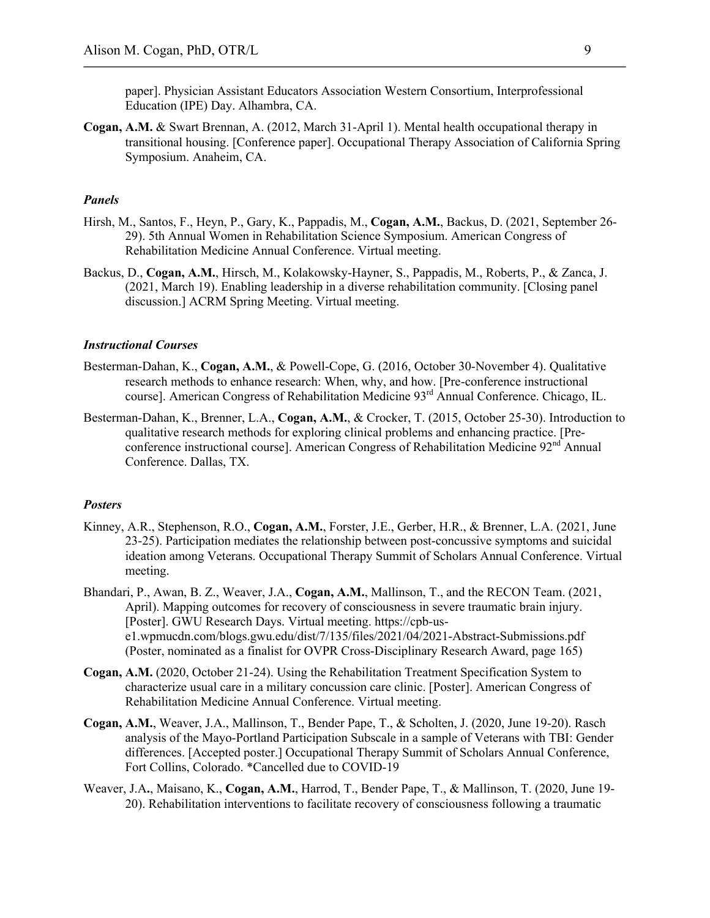paper]. Physician Assistant Educators Association Western Consortium, Interprofessional Education (IPE) Day. Alhambra, CA.

**Cogan, A.M.** & Swart Brennan, A. (2012, March 31-April 1). Mental health occupational therapy in transitional housing. [Conference paper]. Occupational Therapy Association of California Spring Symposium. Anaheim, CA.

### *Panels*

Hirsh, M., Santos, F., Heyn, P., Gary, K., Pappadis, M., **Cogan, A.M.**, Backus, D. (2021, September 26-29). 5th Annual Women in Rehabilitation Science Symposium. American Congress of Rehabilitation Medicine Annual Conference. Virtual meeting.

Backus, D., **Cogan, A.M.**, Hirsch, M., Kolakowsky-Hayner, S., Pappadis, M., Roberts, P., & Zanca, J. (2021, March 19). Enabling leadership in a diverse rehabilitation community. [Closing panel discussion.] ACRM Spring Meeting. Virtual meeting.

### *Instructional Courses*

Besterman-Dahan, K., **Cogan, A.M.**, & Powell-Cope, G. (2016, October 30-November 4). Qualitative research methods to enhance research: When, why, and how. [Pre-conference instructional course]. American Congress of Rehabilitation Medicine 93rd Annual Conference. Chicago, IL.

Besterman-Dahan, K., Brenner, L.A., **Cogan, A.M.**, & Crocker, T. (2015, October 25-30). Introduction to qualitative research methods for exploring clinical problems and enhancing practice. [Pre-conference instructional course]. American Congress of Rehabilitation Medicine 92nd Annual Conference. Dallas, TX.

### *Posters*

Kinney, A.R., Stephenson, R.O., **Cogan, A.M.**, Forster, J.E., Gerber, H.R., & Brenner, L.A. (2021, June 23-25). Participation mediates the relationship between post-concussive symptoms and suicidal ideation among Veterans. Occupational Therapy Summit of Scholars Annual Conference. Virtual meeting.

Bhandari, P., Awan, B. Z., Weaver, J.A., **Cogan, A.M.**, Mallinson, T., and the RECON Team. (2021, April). Mapping outcomes for recovery of consciousness in severe traumatic brain injury. [Poster]. GWU Research Days. Virtual meeting. https://cpb-us-e1.wpmucdn.com/blogs.gwu.edu/dist/7/135/files/2021/04/2021-Abstract-Submissions.pdf (Poster, nominated as a finalist for OVPR Cross-Disciplinary Research Award, page 165)

**Cogan, A.M.** (2020, October 21-24). Using the Rehabilitation Treatment Specification System to characterize usual care in a military concussion care clinic. [Poster]. American Congress of Rehabilitation Medicine Annual Conference. Virtual meeting.

**Cogan, A.M.**, Weaver, J.A., Mallinson, T., Bender Pape, T., & Scholten, J. (2020, June 19-20). Rasch analysis of the Mayo-Portland Participation Subscale in a sample of Veterans with TBI: Gender differences. [Accepted poster.] Occupational Therapy Summit of Scholars Annual Conference, Fort Collins, Colorado. *Cancelled due to COVID-19

Weaver, J.A., Maisano, K., **Cogan, A.M.**, Harrod, T., Bender Pape, T., & Mallinson, T. (2020, June 19-20). Rehabilitation interventions to facilitate recovery of consciousness following a traumatic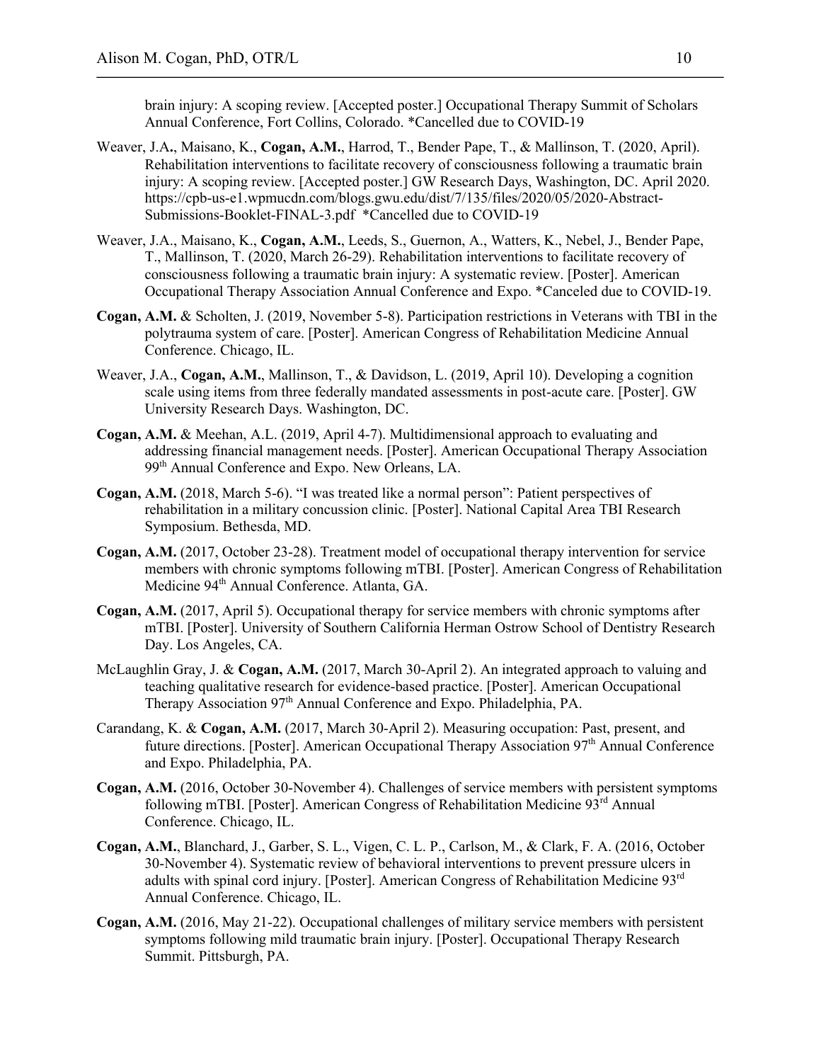brain injury: A scoping review. [Accepted poster.] Occupational Therapy Summit of Scholars Annual Conference, Fort Collins, Colorado. *Cancelled due to COVID-19

Weaver, J.A., Maisano, K., **Cogan, A.M.**, Harrod, T., Bender Pape, T., & Mallinson, T. (2020, April). Rehabilitation interventions to facilitate recovery of consciousness following a traumatic brain injury: A scoping review. [Accepted poster.] GW Research Days, Washington, DC. April 2020. https://cpb-us-e1.wpmucdn.com/blogs.gwu.edu/dist/7/135/files/2020/05/2020-Abstract-Submissions-Booklet-FINAL-3.pdf *Cancelled due to COVID-19

Weaver, J.A., Maisano, K., **Cogan, A.M.**, Leeds, S., Guernon, A., Watters, K., Nebel, J., Bender Pape, T., Mallinson, T. (2020, March 26-29). Rehabilitation interventions to facilitate recovery of consciousness following a traumatic brain injury: A systematic review. [Poster]. American Occupational Therapy Association Annual Conference and Expo. *Canceled due to COVID-19.

**Cogan, A.M.** & Scholten, J. (2019, November 5-8). Participation restrictions in Veterans with TBI in the polytrauma system of care. [Poster]. American Congress of Rehabilitation Medicine Annual Conference. Chicago, IL.

Weaver, J.A., **Cogan, A.M.**, Mallinson, T., & Davidson, L. (2019, April 10). Developing a cognition scale using items from three federally mandated assessments in post-acute care. [Poster]. GW University Research Days. Washington, DC.

**Cogan, A.M.** & Meehan, A.L. (2019, April 4-7). Multidimensional approach to evaluating and addressing financial management needs. [Poster]. American Occupational Therapy Association 99th Annual Conference and Expo. New Orleans, LA.

**Cogan, A.M.** (2018, March 5-6). "I was treated like a normal person": Patient perspectives of rehabilitation in a military concussion clinic. [Poster]. National Capital Area TBI Research Symposium. Bethesda, MD.

**Cogan, A.M.** (2017, October 23-28). Treatment model of occupational therapy intervention for service members with chronic symptoms following mTBI. [Poster]. American Congress of Rehabilitation Medicine 94th Annual Conference. Atlanta, GA.

**Cogan, A.M.** (2017, April 5). Occupational therapy for service members with chronic symptoms after mTBI. [Poster]. University of Southern California Herman Ostrow School of Dentistry Research Day. Los Angeles, CA.

McLaughlin Gray, J. & **Cogan, A.M.** (2017, March 30-April 2). An integrated approach to valuing and teaching qualitative research for evidence-based practice. [Poster]. American Occupational Therapy Association 97th Annual Conference and Expo. Philadelphia, PA.

Carandang, K. & **Cogan, A.M.** (2017, March 30-April 2). Measuring occupation: Past, present, and future directions. [Poster]. American Occupational Therapy Association 97th Annual Conference and Expo. Philadelphia, PA.

**Cogan, A.M.** (2016, October 30-November 4). Challenges of service members with persistent symptoms following mTBI. [Poster]. American Congress of Rehabilitation Medicine 93rd Annual Conference. Chicago, IL.

**Cogan, A.M.**, Blanchard, J., Garber, S. L., Vigen, C. L. P., Carlson, M., & Clark, F. A. (2016, October 30-November 4). Systematic review of behavioral interventions to prevent pressure ulcers in adults with spinal cord injury. [Poster]. American Congress of Rehabilitation Medicine 93rd Annual Conference. Chicago, IL.

**Cogan, A.M.** (2016, May 21-22). Occupational challenges of military service members with persistent symptoms following mild traumatic brain injury. [Poster]. Occupational Therapy Research Summit. Pittsburgh, PA.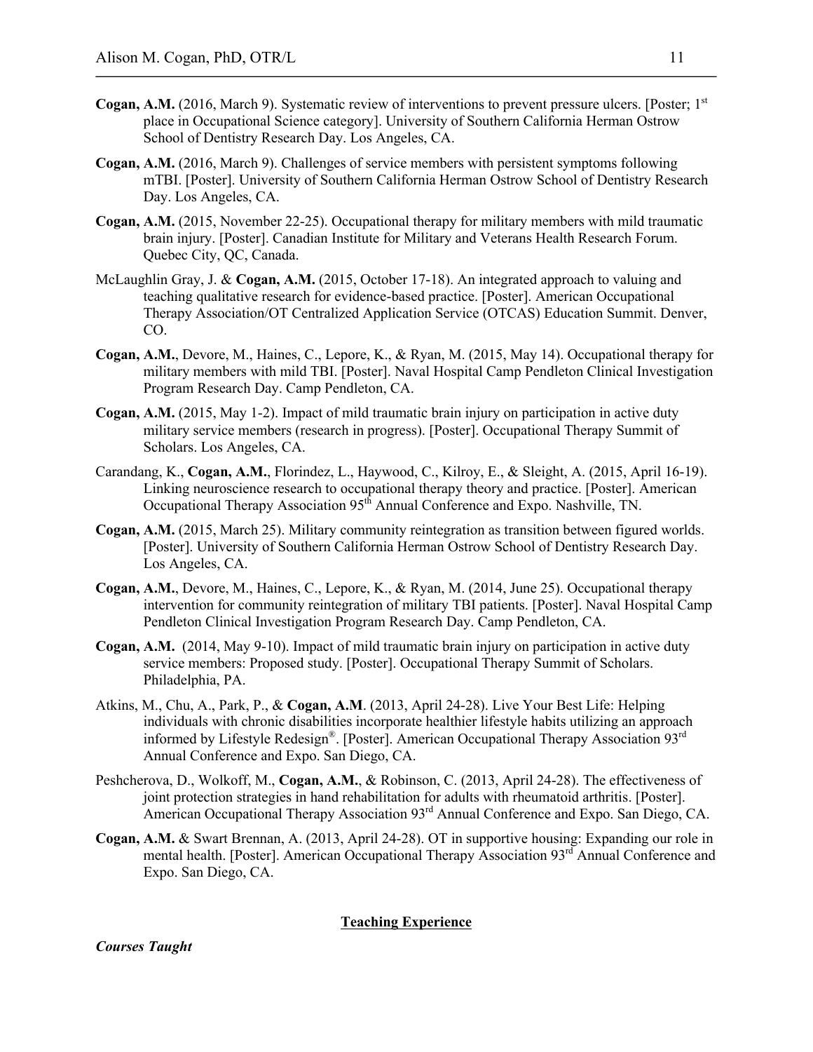**Cogan, A.M.** (2016, March 9). Systematic review of interventions to prevent pressure ulcers. [Poster; 1st place in Occupational Science category]. University of Southern California Herman Ostrow School of Dentistry Research Day. Los Angeles, CA.

**Cogan, A.M.** (2016, March 9). Challenges of service members with persistent symptoms following mTBI. [Poster]. University of Southern California Herman Ostrow School of Dentistry Research Day. Los Angeles, CA.

**Cogan, A.M.** (2015, November 22-25). Occupational therapy for military members with mild traumatic brain injury. [Poster]. Canadian Institute for Military and Veterans Health Research Forum. Quebec City, QC, Canada.

McLaughlin Gray, J. & **Cogan, A.M.** (2015, October 17-18). An integrated approach to valuing and teaching qualitative research for evidence-based practice. [Poster]. American Occupational Therapy Association/OT Centralized Application Service (OTCAS) Education Summit. Denver, CO.

**Cogan, A.M.**, Devore, M., Haines, C., Lepore, K., & Ryan, M. (2015, May 14). Occupational therapy for military members with mild TBI. [Poster]. Naval Hospital Camp Pendleton Clinical Investigation Program Research Day. Camp Pendleton, CA.

**Cogan, A.M.** (2015, May 1-2). Impact of mild traumatic brain injury on participation in active duty military service members (research in progress). [Poster]. Occupational Therapy Summit of Scholars. Los Angeles, CA.

Carandang, K., **Cogan, A.M.**, Florindez, L., Haywood, C., Kilroy, E., & Sleight, A. (2015, April 16-19). Linking neuroscience research to occupational therapy theory and practice. [Poster]. American Occupational Therapy Association 95th Annual Conference and Expo. Nashville, TN.

**Cogan, A.M.** (2015, March 25). Military community reintegration as transition between figured worlds. [Poster]. University of Southern California Herman Ostrow School of Dentistry Research Day. Los Angeles, CA.

**Cogan, A.M.**, Devore, M., Haines, C., Lepore, K., & Ryan, M. (2014, June 25). Occupational therapy intervention for community reintegration of military TBI patients. [Poster]. Naval Hospital Camp Pendleton Clinical Investigation Program Research Day. Camp Pendleton, CA.

**Cogan, A.M.** (2014, May 9-10). Impact of mild traumatic brain injury on participation in active duty service members: Proposed study. [Poster]. Occupational Therapy Summit of Scholars. Philadelphia, PA.

Atkins, M., Chu, A., Park, P., & **Cogan, A.M**. (2013, April 24-28). Live Your Best Life: Helping individuals with chronic disabilities incorporate healthier lifestyle habits utilizing an approach informed by Lifestyle Redesign®. [Poster]. American Occupational Therapy Association 93rd Annual Conference and Expo. San Diego, CA.

Peshcherova, D., Wolkoff, M., **Cogan, A.M.**, & Robinson, C. (2013, April 24-28). The effectiveness of joint protection strategies in hand rehabilitation for adults with rheumatoid arthritis. [Poster]. American Occupational Therapy Association 93rd Annual Conference and Expo. San Diego, CA.

**Cogan, A.M.** & Swart Brennan, A. (2013, April 24-28). OT in supportive housing: Expanding our role in mental health. [Poster]. American Occupational Therapy Association 93rd Annual Conference and Expo. San Diego, CA.

## Teaching Experience

***Courses Taught***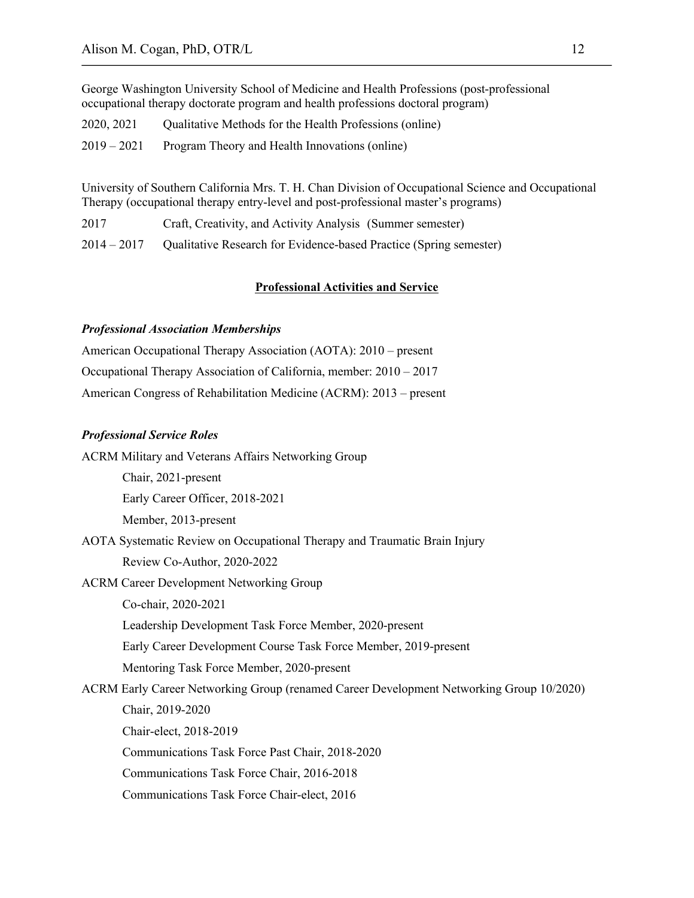George Washington University School of Medicine and Health Professions (post-professional occupational therapy doctorate program and health professions doctoral program)

2020, 2021 Qualitative Methods for the Health Professions (online)

2019 – 2021 Program Theory and Health Innovations (online)

University of Southern California Mrs. T. H. Chan Division of Occupational Science and Occupational Therapy (occupational therapy entry-level and post-professional master's programs)

2017 Craft, Creativity, and Activity Analysis (Summer semester)

2014 – 2017 Qualitative Research for Evidence-based Practice (Spring semester)

## Professional Activities and Service

### *Professional Association Memberships*

American Occupational Therapy Association (AOTA): 2010 – present

Occupational Therapy Association of California, member: 2010 – 2017

American Congress of Rehabilitation Medicine (ACRM): 2013 – present

### *Professional Service Roles*

ACRM Military and Veterans Affairs Networking Group

- Chair, 2021-present
- Early Career Officer, 2018-2021
- Member, 2013-present

AOTA Systematic Review on Occupational Therapy and Traumatic Brain Injury

- Review Co-Author, 2020-2022

ACRM Career Development Networking Group

- Co-chair, 2020-2021
- Leadership Development Task Force Member, 2020-present
- Early Career Development Course Task Force Member, 2019-present
- Mentoring Task Force Member, 2020-present

ACRM Early Career Networking Group (renamed Career Development Networking Group 10/2020)

- Chair, 2019-2020
- Chair-elect, 2018-2019
- Communications Task Force Past Chair, 2018-2020
- Communications Task Force Chair, 2016-2018
- Communications Task Force Chair-elect, 2016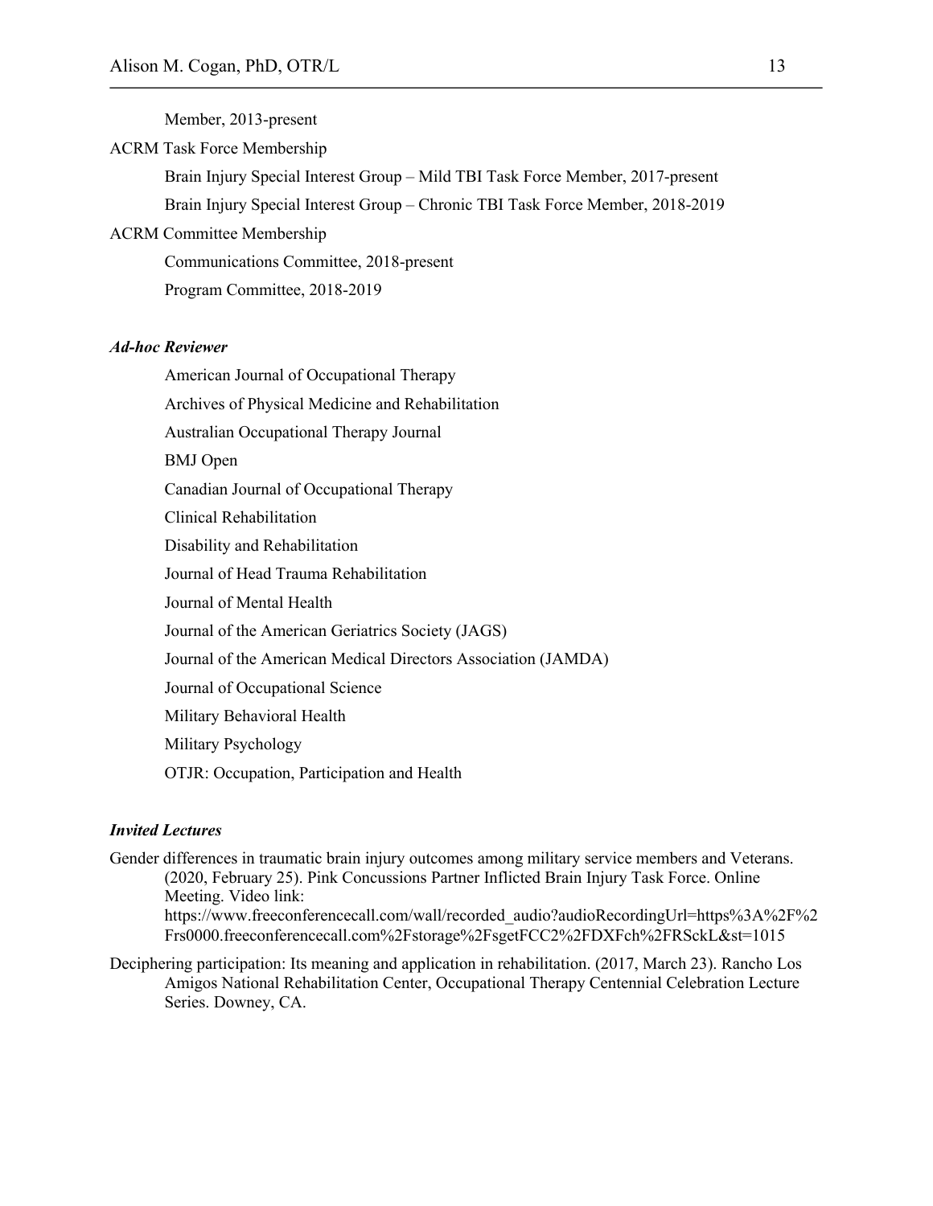Member, 2013-present

ACRM Task Force Membership

Brain Injury Special Interest Group – Mild TBI Task Force Member, 2017-present

Brain Injury Special Interest Group – Chronic TBI Task Force Member, 2018-2019

ACRM Committee Membership

Communications Committee, 2018-present

Program Committee, 2018-2019

### *Ad-hoc Reviewer*

American Journal of Occupational Therapy

Archives of Physical Medicine and Rehabilitation

Australian Occupational Therapy Journal

BMJ Open

Canadian Journal of Occupational Therapy

Clinical Rehabilitation

Disability and Rehabilitation

Journal of Head Trauma Rehabilitation

Journal of Mental Health

Journal of the American Geriatrics Society (JAGS)

Journal of the American Medical Directors Association (JAMDA)

Journal of Occupational Science

Military Behavioral Health

Military Psychology

OTJR: Occupation, Participation and Health

### *Invited Lectures*

Gender differences in traumatic brain injury outcomes among military service members and Veterans. (2020, February 25). Pink Concussions Partner Inflicted Brain Injury Task Force. Online Meeting. Video link: https://www.freeconferencecall.com/wall/recorded_audio?audioRecordingUrl=https%3A%2F%2Frs0000.freeconferencecall.com%2Fstorage%2FsgetFCC2%2FDXFch%2FRSckL&st=1015

Deciphering participation: Its meaning and application in rehabilitation. (2017, March 23). Rancho Los Amigos National Rehabilitation Center, Occupational Therapy Centennial Celebration Lecture Series. Downey, CA.